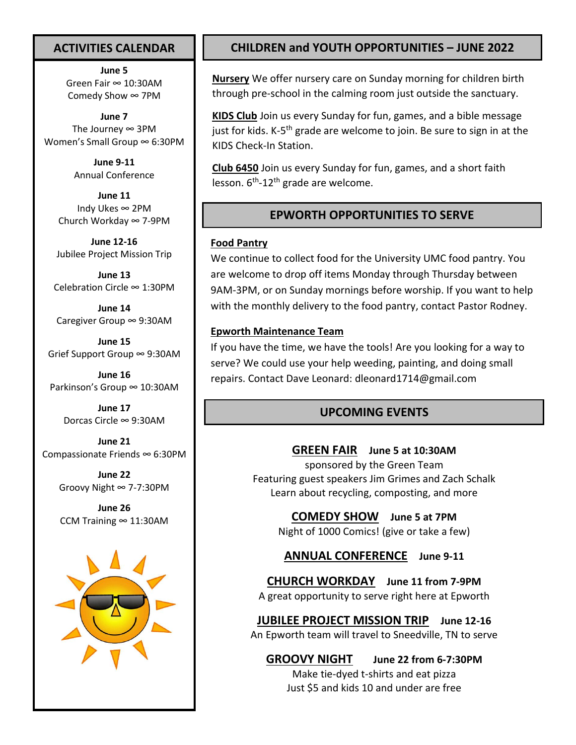## ACTIVITIES CALENDAR

**June 5**
Green Fair ∞ 10:30AM
Comedy Show ∞ 7PM

**June 7**
The Journey ∞ 3PM
Women's Small Group ∞ 6:30PM

**June 9-11**
Annual Conference

**June 11**
Indy Ukes ∞ 2PM
Church Workday ∞ 7-9PM

**June 12-16**
Jubilee Project Mission Trip

**June 13**
Celebration Circle ∞ 1:30PM

**June 14**
Caregiver Group ∞ 9:30AM

**June 15**
Grief Support Group ∞ 9:30AM

**June 16**
Parkinson's Group ∞ 10:30AM

**June 17**
Dorcas Circle ∞ 9:30AM

**June 21**
Compassionate Friends ∞ 6:30PM

**June 22**
Groovy Night ∞ 7-7:30PM

**June 26**
CCM Training ∞ 11:30AM

## CHILDREN and YOUTH OPPORTUNITIES – JUNE 2022

**Nursery** We offer nursery care on Sunday morning for children birth through pre-school in the calming room just outside the sanctuary.

**KIDS Club** Join us every Sunday for fun, games, and a bible message just for kids. K-5th grade are welcome to join. Be sure to sign in at the KIDS Check-In Station.

**Club 6450** Join us every Sunday for fun, games, and a short faith lesson. 6th-12th grade are welcome.

## EPWORTH OPPORTUNITIES TO SERVE

**Food Pantry**
We continue to collect food for the University UMC food pantry. You are welcome to drop off items Monday through Thursday between 9AM-3PM, or on Sunday mornings before worship. If you want to help with the monthly delivery to the food pantry, contact Pastor Rodney.

**Epworth Maintenance Team**
If you have the time, we have the tools! Are you looking for a way to serve? We could use your help weeding, painting, and doing small repairs. Contact Dave Leonard: dleonard1714@gmail.com

## UPCOMING EVENTS

**GREEN FAIR** **June 5 at 10:30AM**
sponsored by the Green Team
Featuring guest speakers Jim Grimes and Zach Schalk
Learn about recycling, composting, and more

**COMEDY SHOW** **June 5 at 7PM**
Night of 1000 Comics! (give or take a few)

**ANNUAL CONFERENCE** **June 9-11**

**CHURCH WORKDAY** **June 11 from 7-9PM**
A great opportunity to serve right here at Epworth

**JUBILEE PROJECT MISSION TRIP** **June 12-16**
An Epworth team will travel to Sneedville, TN to serve

**GROOVY NIGHT** **June 22 from 6-7:30PM**
Make tie-dyed t-shirts and eat pizza
Just $5 and kids 10 and under are free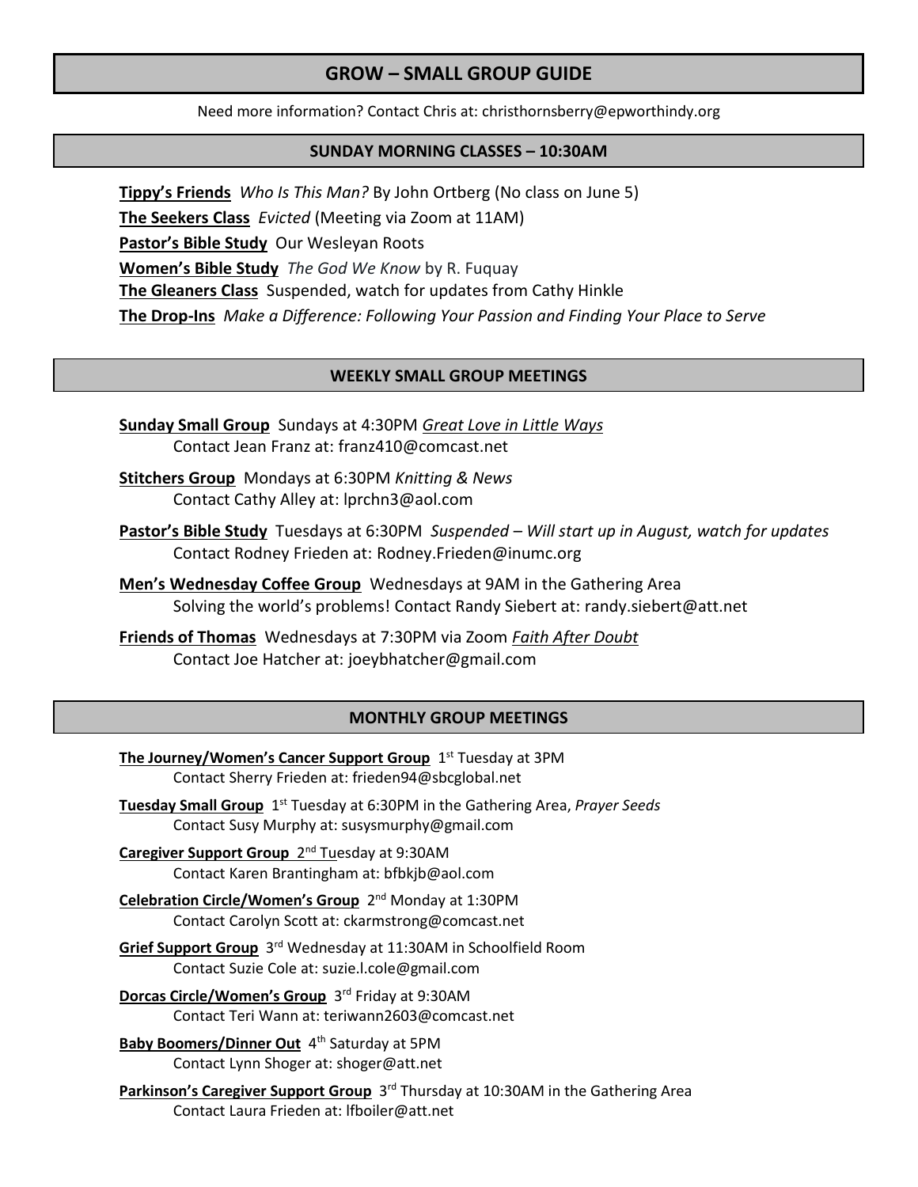## GROW – SMALL GROUP GUIDE

Need more information? Contact Chris at: christhornsberry@epworthindy.org

### SUNDAY MORNING CLASSES – 10:30AM

**Tippy's Friends** *Who Is This Man?* By John Ortberg (No class on June 5)

**The Seekers Class** *Evicted* (Meeting via Zoom at 11AM)

**Pastor's Bible Study** Our Wesleyan Roots

**Women's Bible Study** *The God We Know* by R. Fuquay

**The Gleaners Class** Suspended, watch for updates from Cathy Hinkle

**The Drop-Ins** *Make a Difference: Following Your Passion and Finding Your Place to Serve*

### WEEKLY SMALL GROUP MEETINGS

**Sunday Small Group** Sundays at 4:30PM *Great Love in Little Ways*
Contact Jean Franz at: franz410@comcast.net

**Stitchers Group** Mondays at 6:30PM *Knitting & News*
Contact Cathy Alley at: lprchn3@aol.com

**Pastor's Bible Study** Tuesdays at 6:30PM *Suspended – Will start up in August, watch for updates*
Contact Rodney Frieden at: Rodney.Frieden@inumc.org

**Men's Wednesday Coffee Group** Wednesdays at 9AM in the Gathering Area
Solving the world's problems! Contact Randy Siebert at: randy.siebert@att.net

**Friends of Thomas** Wednesdays at 7:30PM via Zoom *Faith After Doubt*
Contact Joe Hatcher at: joeybhatcher@gmail.com

### MONTHLY GROUP MEETINGS

**The Journey/Women's Cancer Support Group** 1st Tuesday at 3PM
Contact Sherry Frieden at: frieden94@sbcglobal.net

**Tuesday Small Group** 1st Tuesday at 6:30PM in the Gathering Area, *Prayer Seeds*
Contact Susy Murphy at: susysmurphy@gmail.com

**Caregiver Support Group** 2nd Tuesday at 9:30AM
Contact Karen Brantingham at: bfbkjb@aol.com

**Celebration Circle/Women's Group** 2nd Monday at 1:30PM
Contact Carolyn Scott at: ckarmstrong@comcast.net

**Grief Support Group** 3rd Wednesday at 11:30AM in Schoolfield Room
Contact Suzie Cole at: suzie.l.cole@gmail.com

**Dorcas Circle/Women's Group** 3rd Friday at 9:30AM
Contact Teri Wann at: teriwann2603@comcast.net

**Baby Boomers/Dinner Out** 4th Saturday at 5PM
Contact Lynn Shoger at: shoger@att.net

**Parkinson's Caregiver Support Group** 3rd Thursday at 10:30AM in the Gathering Area
Contact Laura Frieden at: lfboiler@att.net